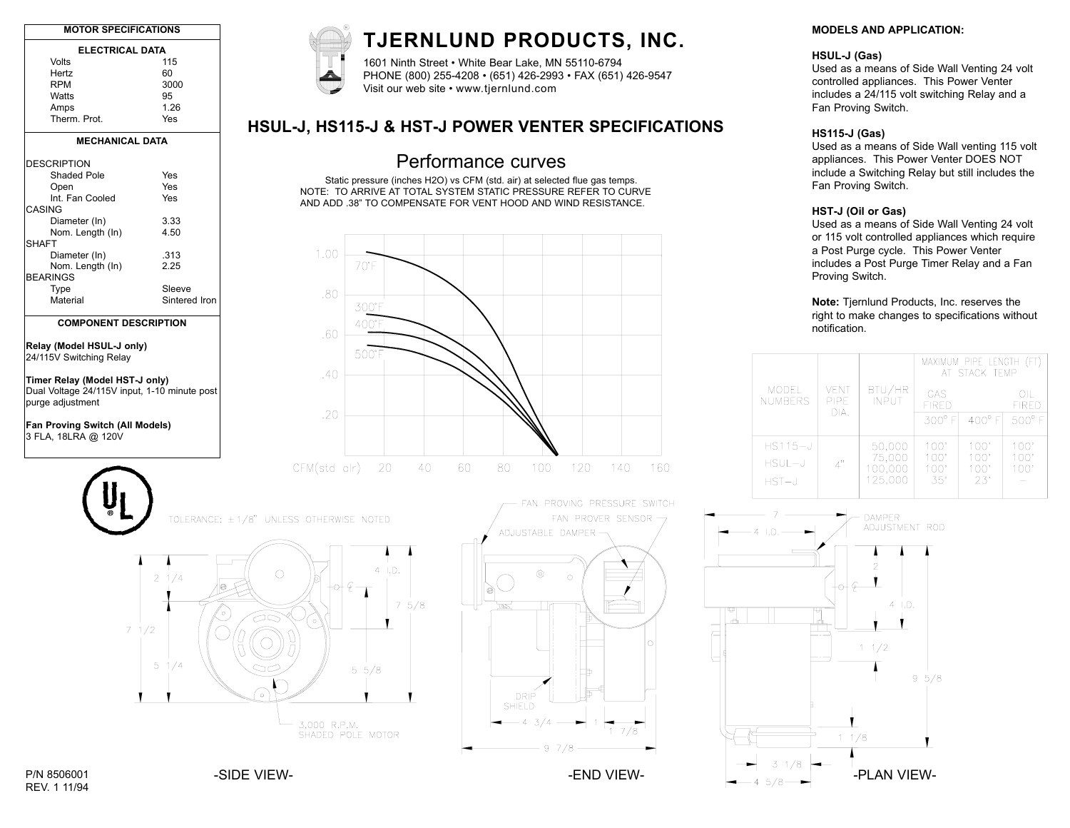# TJERNLUND PRODUCTS, INC.

1601 Ninth Street • White Bear Lake, MN 55110-6794
PHONE (800) 255-4208 • (651) 426-2993 • FAX (651) 426-9547
Visit our web site • www.tjernlund.com

## HSUL-J, HS115-J & HST-J POWER VENTER SPECIFICATIONS

| MOTOR SPECIFICATIONS | |
|---|---|
| **ELECTRICAL DATA** | |
| Volts | 115 |
| Hertz | 60 |
| RPM | 3000 |
| Watts | 95 |
| Amps | 1.26 |
| Therm. Prot. | Yes |
| **MECHANICAL DATA** | |
| DESCRIPTION | |
| Shaded Pole | Yes |
| Open | Yes |
| Int. Fan Cooled | Yes |
| CASING | |
| Diameter (In) | 3.33 |
| Nom. Length (In) | 4.50 |
| SHAFT | |
| Diameter (In) | .313 |
| Nom. Length (In) | 2.25 |
| BEARINGS | |
| Type | Sleeve |
| Material | Sintered Iron |

**COMPONENT DESCRIPTION**

**Relay (Model HSUL-J only)**
24/115V Switching Relay

**Timer Relay (Model HST-J only)**
Dual Voltage 24/115V input, 1-10 minute post purge adjustment

**Fan Proving Switch (All Models)**
3 FLA, 18LRA @ 120V

### Performance curves

Static pressure (inches H2O) vs CFM (std. air) at selected flue gas temps.
NOTE: TO ARRIVE AT TOTAL SYSTEM STATIC PRESSURE REFER TO CURVE AND ADD .38" TO COMPENSATE FOR VENT HOOD AND WIND RESISTANCE.

**MODELS AND APPLICATION:**

**HSUL-J (Gas)**
Used as a means of Side Wall Venting 24 volt controlled appliances. This Power Venter includes a 24/115 volt switching Relay and a Fan Proving Switch.

**HS115-J (Gas)**
Used as a means of Side Wall venting 115 volt appliances. This Power Venter DOES NOT include a Switching Relay but still includes the Fan Proving Switch.

**HST-J (Oil or Gas)**
Used as a means of Side Wall Venting 24 volt or 115 volt controlled appliances which require a Post Purge cycle. This Power Venter includes a Post Purge Timer Relay and a Fan Proving Switch.

**Note:** Tjernlund Products, Inc. reserves the right to make changes to specifications without notification.

| MODEL NUMBERS | VENT PIPE DIA. | BTU/HR INPUT | MAXIMUM PIPE LENGTH (FT) AT STACK TEMP GAS FIRED 300° F | 400° F | OIL FIRED 500° F |
|---|---|---|---|---|---|
| HS115-J HSUL-J HST-J | 4" | 50,000 | 100' | 100' | 100' |
| | | 75,000 | 100' | 100' | 100' |
| | | 100,000 | 100' | 100' | 100' |
| | | 125,000 | 35' | 23' | – |

TOLERANCE: ± 1/8" UNLESS OTHERWISE NOTED

-SIDE VIEW- -END VIEW- -PLAN VIEW-

P/N 8506001
REV. 1 11/94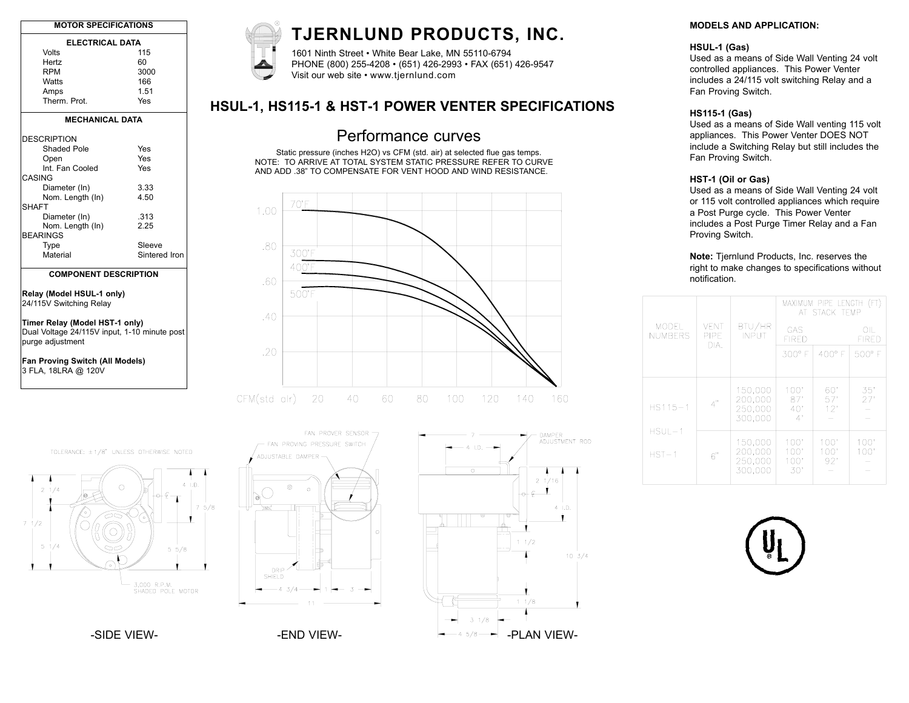# TJERNLUND PRODUCTS, INC.

1601 Ninth Street • White Bear Lake, MN 55110-6794
PHONE (800) 255-4208 • (651) 426-2993 • FAX (651) 426-9547
Visit our web site • www.tjernlund.com

## HSUL-1, HS115-1 & HST-1 POWER VENTER SPECIFICATIONS

| MOTOR SPECIFICATIONS | |
|---|---|
| **ELECTRICAL DATA** | |
| Volts | 115 |
| Hertz | 60 |
| RPM | 3000 |
| Watts | 166 |
| Amps | 1.51 |
| Therm. Prot. | Yes |
| **MECHANICAL DATA** | |
| DESCRIPTION | |
| Shaded Pole | Yes |
| Open | Yes |
| Int. Fan Cooled | Yes |
| CASING | |
| Diameter (In) | 3.33 |
| Nom. Length (In) | 4.50 |
| SHAFT | |
| Diameter (In) | .313 |
| Nom. Length (In) | 2.25 |
| BEARINGS | |
| Type | Sleeve |
| Material | Sintered Iron |

### COMPONENT DESCRIPTION

**Relay (Model HSUL-1 only)**
24/115V Switching Relay

**Timer Relay (Model HST-1 only)**
Dual Voltage 24/115V input, 1-10 minute post purge adjustment

**Fan Proving Switch (All Models)**
3 FLA, 18LRA @ 120V

## Performance curves

Static pressure (inches H2O) vs CFM (std. air) at selected flue gas temps.
NOTE: TO ARRIVE AT TOTAL SYSTEM STATIC PRESSURE REFER TO CURVE AND ADD .38" TO COMPENSATE FOR VENT HOOD AND WIND RESISTANCE.

70°F, 300°F, 400°F, 500°F

1.00, .80, .60, .40, .20

CFM(std air) 20 40 60 80 100 120 140 160

TOLERANCE: ±1/8" UNLESS OTHERWISE NOTED

3,000 R.P.M. SHADED POLE MOTOR

FAN PROVER SENSOR, FAN PROVING PRESSURE SWITCH, ADJUSTABLE DAMPER, DRIP SHIELD, DAMPER ADJUSTMENT ROD

-SIDE VIEW-

-END VIEW-

-PLAN VIEW-

### MODELS AND APPLICATION:

**HSUL-1 (Gas)**
Used as a means of Side Wall Venting 24 volt controlled appliances. This Power Venter includes a 24/115 volt switching Relay and a Fan Proving Switch.

**HS115-1 (Gas)**
Used as a means of Side Wall venting 115 volt appliances. This Power Venter DOES NOT include a Switching Relay but still includes the Fan Proving Switch.

**HST-1 (Oil or Gas)**
Used as a means of Side Wall Venting 24 volt or 115 volt controlled appliances which require a Post Purge cycle. This Power Venter includes a Post Purge Timer Relay and a Fan Proving Switch.

**Note:** Tjernlund Products, Inc. reserves the right to make changes to specifications without notification.

| MODEL NUMBERS | VENT PIPE DIA. | BTU/HR INPUT | MAXIMUM PIPE LENGTH (FT) AT STACK TEMP | | |
|---|---|---|---|---|---|
| | | | GAS FIRED | | OIL FIRED |
| | | | 300° F | 400° F | 500° F |
| HS115-1 HSUL-1 HST-1 | 4" | 150,000 | 100' | 60' | 35' |
| | | 200,000 | 87' | 57' | 27' |
| | | 250,000 | 40' | 12' | — |
| | | 300,000 | 4' | — | — |
| | 6" | 150,000 | 100' | 100' | 100' |
| | | 200,000 | 100' | 100' | 100' |
| | | 250,000 | 100' | 92' | — |
| | | 300,000 | 30' | — | — |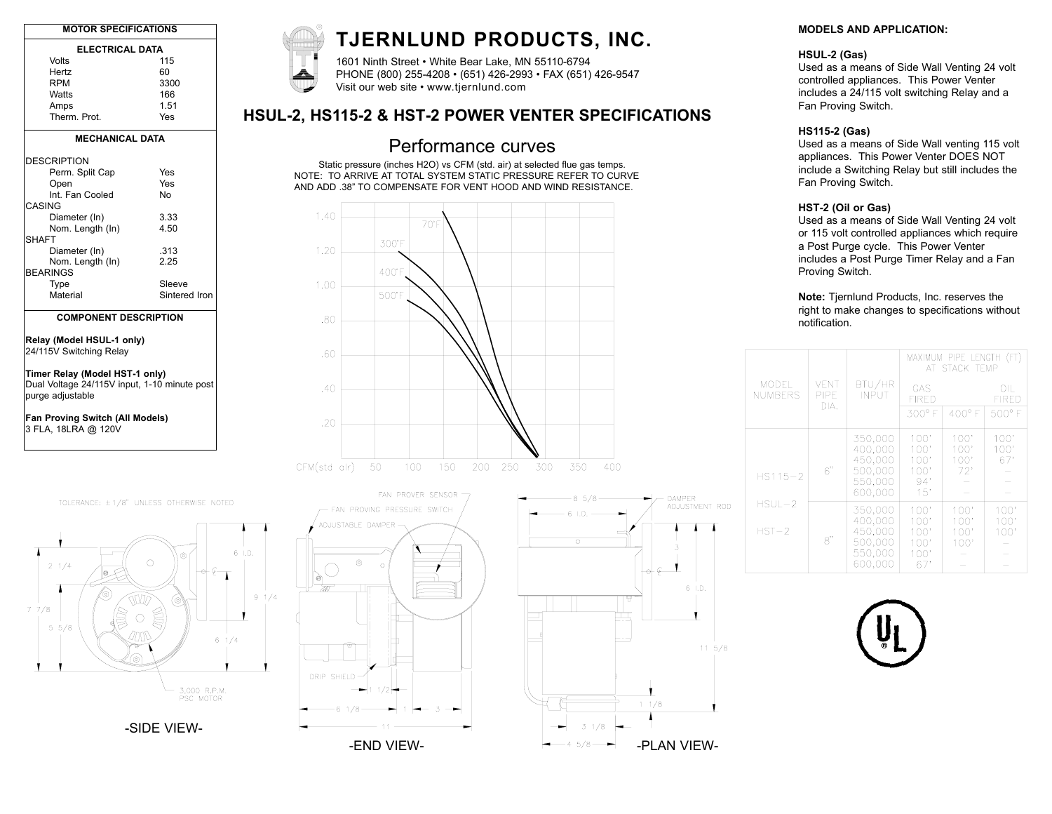| MOTOR SPECIFICATIONS | |
|---|---|
| **ELECTRICAL DATA** | |
| Volts | 115 |
| Hertz | 60 |
| RPM | 3300 |
| Watts | 166 |
| Amps | 1.51 |
| Therm. Prot. | Yes |
| **MECHANICAL DATA** | |
| DESCRIPTION | |
| Perm. Split Cap | Yes |
| Open | Yes |
| Int. Fan Cooled | No |
| CASING | |
| Diameter (In) | 3.33 |
| Nom. Length (In) | 4.50 |
| SHAFT | |
| Diameter (In) | .313 |
| Nom. Length (In) | 2.25 |
| BEARINGS | |
| Type | Sleeve |
| Material | Sintered Iron |

**COMPONENT DESCRIPTION**

**Relay (Model HSUL-1 only)**
24/115V Switching Relay

**Timer Relay (Model HST-1 only)**
Dual Voltage 24/115V input, 1-10 minute post purge adjustable

**Fan Proving Switch (All Models)**
3 FLA, 18LRA @ 120V

# TJERNLUND PRODUCTS, INC.

1601 Ninth Street • White Bear Lake, MN 55110-6794
PHONE (800) 255-4208 • (651) 426-2993 • FAX (651) 426-9547
Visit our web site • www.tjernlund.com

## HSUL-2, HS115-2 & HST-2 POWER VENTER SPECIFICATIONS

### Performance curves

Static pressure (inches H2O) vs CFM (std. air) at selected flue gas temps.
NOTE: TO ARRIVE AT TOTAL SYSTEM STATIC PRESSURE REFER TO CURVE AND ADD .38" TO COMPENSATE FOR VENT HOOD AND WIND RESISTANCE.

1.40
1.20
1.00
.80
.60
.40
.20
70°F
300°F
400°F
500°F
CFM(std air) 50 100 150 200 250 300 350 400

TOLERANCE: ±1/8" UNLESS OTHERWISE NOTED

2 1/4
7 7/8
5 5/8
6 I.D.
9 1/4
6 1/4
3,000 R.P.M. PSC MOTOR

-SIDE VIEW-

FAN PROVER SENSOR
FAN PROVING PRESSURE SWITCH
ADJUSTABLE DAMPER
DRIP SHIELD
1 1/2
6 1/8
1
3
11

-END VIEW-

8 5/8
6 I.D.
DAMPER ADJUSTMENT ROD
3
6 I.D.
11 5/8
1 1/8
3 1/8
4 5/8

-PLAN VIEW-

**MODELS AND APPLICATION:**

**HSUL-2 (Gas)**
Used as a means of Side Wall Venting 24 volt controlled appliances. This Power Venter includes a 24/115 volt switching Relay and a Fan Proving Switch.

**HS115-2 (Gas)**
Used as a means of Side Wall venting 115 volt appliances. This Power Venter DOES NOT include a Switching Relay but still includes the Fan Proving Switch.

**HST-2 (Oil or Gas)**
Used as a means of Side Wall Venting 24 volt or 115 volt controlled appliances which require a Post Purge cycle. This Power Venter includes a Post Purge Timer Relay and a Fan Proving Switch.

**Note:** Tjernlund Products, Inc. reserves the right to make changes to specifications without notification.

| MODEL NUMBERS | VENT PIPE DIA. | BTU/HR INPUT | MAXIMUM PIPE LENGTH (FT) AT STACK TEMP | | |
|---|---|---|---|---|---|
| | | | GAS FIRED | | OIL FIRED |
| | | | 300° F | 400° F | 500° F |
| HS115-2<br>HSUL-2<br>HST-2 | 6" | 350,000 | 100' | 100' | 100' |
| | | 400,000 | 100' | 100' | 100' |
| | | 450,000 | 100' | 100' | 67' |
| | | 500,000 | 100' | 72' | – |
| | | 550,000 | 94' | – | – |
| | | 600,000 | 15' | – | – |
| | 8" | 350,000 | 100' | 100' | 100' |
| | | 400,000 | 100' | 100' | 100' |
| | | 450,000 | 100' | 100' | 100' |
| | | 500,000 | 100' | 100' | – |
| | | 550,000 | 100' | – | – |
| | | 600,000 | 67' | – | – |